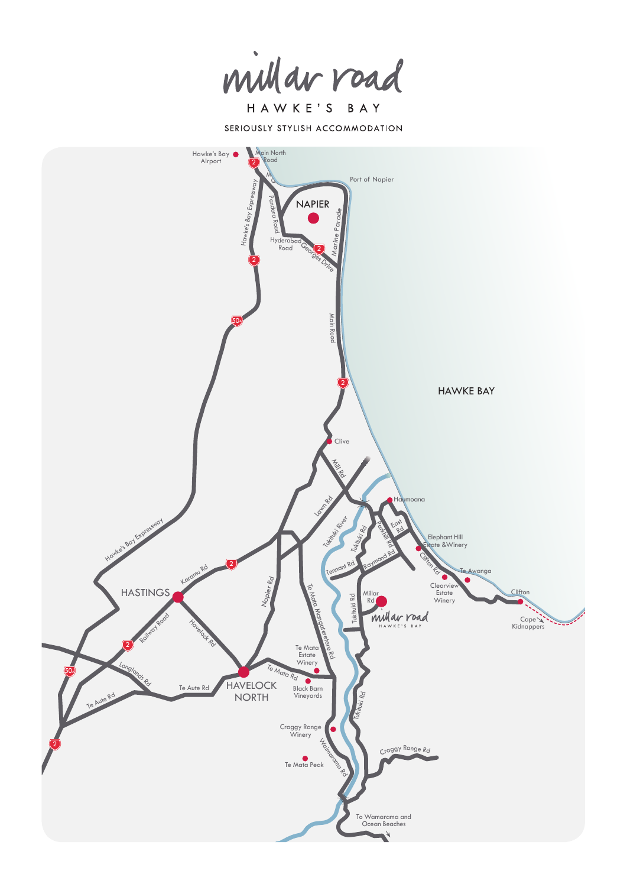# millar road

HAWKE'S BAY

SERIOUSLY STYLISH ACCOMMODATION

Hawke's Bay Airport
Main North Road
Port of Napier
NAPIER
Pandora Road
Hawke's Bay Expressway
Hyderabad Road
Georges Drive
Marine Parade
Main Road
HAWKE BAY
Clive
Mill Rd
Lawn Rd
Haumoana
Tukituki River
Tukituki Rd
Parkhill Rd
East Rd
Elephant Hill Estate &Winery
Clifton Rd
Te Awanga
Hawke's Bay Expressway
Karamu Rd
Tennant Rd
Raymond Rd
Clearview Estate Winery
Clifton
HASTINGS
Napier Rd
Millar Rd
millar road HAWKE'S BAY
Cape Kidnappers
Railway Road
Havelock Rd
Te Mata Mangateretere Rd
Tukituki Rd
Longlands Rd
Te Mata Estate Winery
Te Mata Rd
Te Aute Rd
HAVELOCK NORTH
Black Barn Vineyards
Te Aute Rd
Tukituki Rd
Craggy Range Winery
Waimarama Rd
Craggy Range Rd
Te Mata Peak
To Wamarama and Ocean Beaches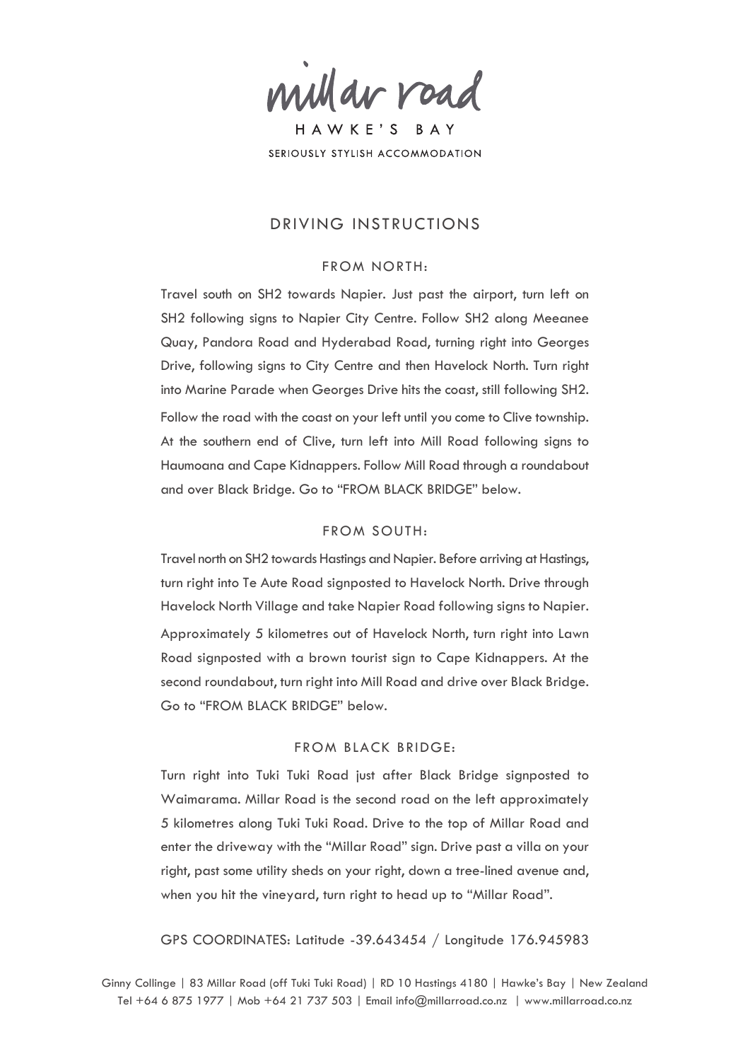millar road

HAWKE'S BAY

SERIOUSLY STYLISH ACCOMMODATION

# DRIVING INSTRUCTIONS

## FROM NORTH:

Travel south on SH2 towards Napier. Just past the airport, turn left on SH2 following signs to Napier City Centre. Follow SH2 along Meeanee Quay, Pandora Road and Hyderabad Road, turning right into Georges Drive, following signs to City Centre and then Havelock North. Turn right into Marine Parade when Georges Drive hits the coast, still following SH2. Follow the road with the coast on your left until you come to Clive township. At the southern end of Clive, turn left into Mill Road following signs to Haumoana and Cape Kidnappers. Follow Mill Road through a roundabout and over Black Bridge. Go to "FROM BLACK BRIDGE" below.

## FROM SOUTH:

Travel north on SH2 towards Hastings and Napier. Before arriving at Hastings, turn right into Te Aute Road signposted to Havelock North. Drive through Havelock North Village and take Napier Road following signs to Napier. Approximately 5 kilometres out of Havelock North, turn right into Lawn Road signposted with a brown tourist sign to Cape Kidnappers. At the second roundabout, turn right into Mill Road and drive over Black Bridge. Go to "FROM BLACK BRIDGE" below.

## FROM BLACK BRIDGE:

Turn right into Tuki Tuki Road just after Black Bridge signposted to Waimarama. Millar Road is the second road on the left approximately 5 kilometres along Tuki Tuki Road. Drive to the top of Millar Road and enter the driveway with the "Millar Road" sign. Drive past a villa on your right, past some utility sheds on your right, down a tree-lined avenue and, when you hit the vineyard, turn right to head up to "Millar Road".

GPS COORDINATES: Latitude -39.643454 / Longitude 176.945983

Ginny Collinge | 83 Millar Road (off Tuki Tuki Road) | RD 10 Hastings 4180 | Hawke's Bay | New Zealand
Tel +64 6 875 1977 | Mob +64 21 737 503 | Email info@millarroad.co.nz | www.millarroad.co.nz